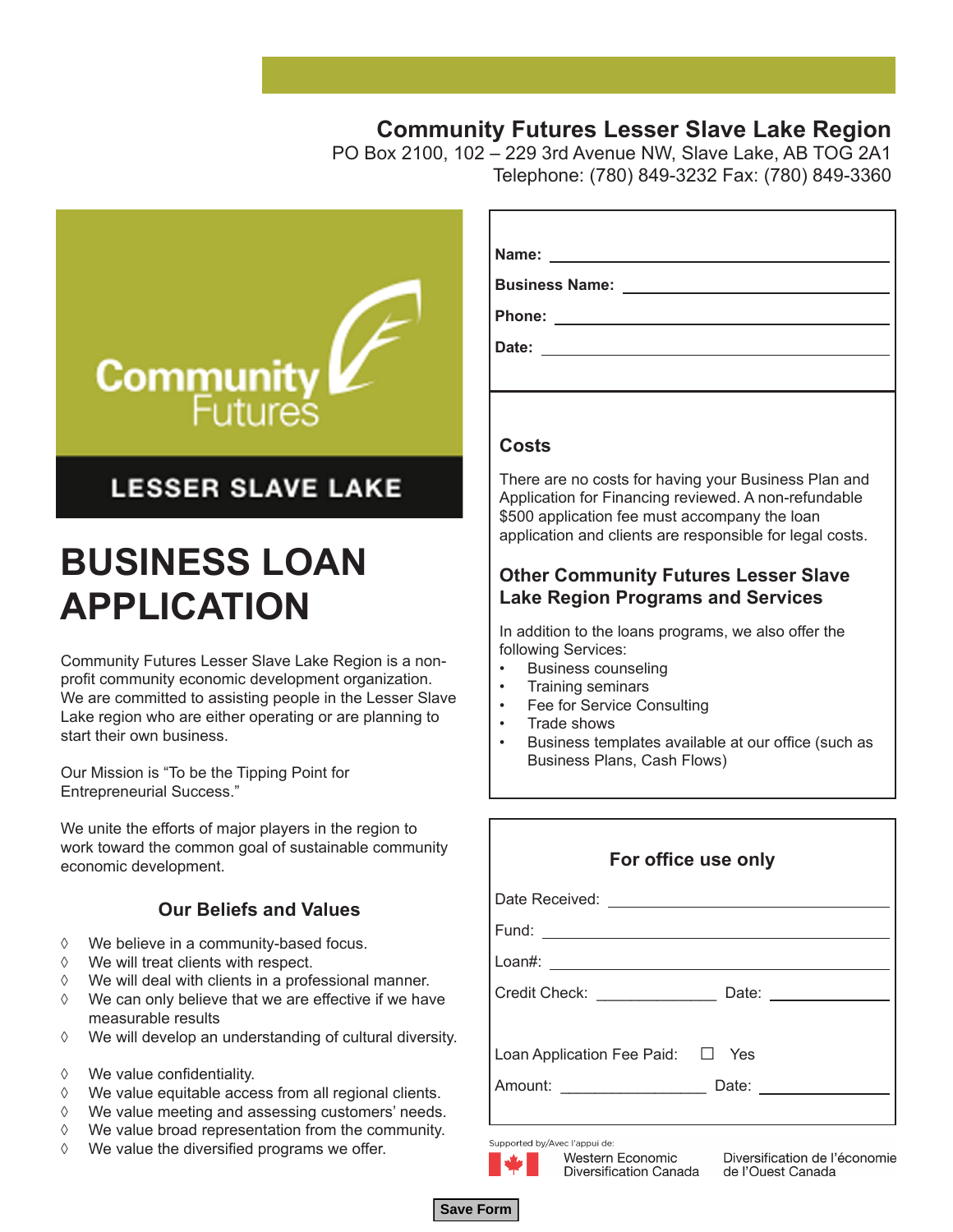**Community Futures Lesser Slave Lake Region**
PO Box 2100, 102 – 229 3rd Avenue NW, Slave Lake, AB TOG 2A1
Telephone: (780) 849-3232 Fax: (780) 849-3360

Community Futures
LESSER SLAVE LAKE

# BUSINESS LOAN APPLICATION

Community Futures Lesser Slave Lake Region is a non-profit community economic development organization. We are committed to assisting people in the Lesser Slave Lake region who are either operating or are planning to start their own business.

Our Mission is "To be the Tipping Point for Entrepreneurial Success."

We unite the efforts of major players in the region to work toward the common goal of sustainable community economic development.

### Our Beliefs and Values

- ◊ We believe in a community-based focus.
- ◊ We will treat clients with respect.
- ◊ We will deal with clients in a professional manner.
- ◊ We can only believe that we are effective if we have measurable results
- ◊ We will develop an understanding of cultural diversity.
- ◊ We value confidentiality.
- ◊ We value equitable access from all regional clients.
- ◊ We value meeting and assessing customers' needs.
- ◊ We value broad representation from the community.
- ◊ We value the diversified programs we offer.

**Name:** ______________________

**Business Name:** ______________________

**Phone:** ______________________

**Date:** ______________________

### Costs

There are no costs for having your Business Plan and Application for Financing reviewed. A non-refundable $500 application fee must accompany the loan application and clients are responsible for legal costs.

### Other Community Futures Lesser Slave Lake Region Programs and Services

In addition to the loans programs, we also offer the following Services:

- Business counseling
- Training seminars
- Fee for Service Consulting
- Trade shows
- Business templates available at our office (such as Business Plans, Cash Flows)

### For office use only

Date Received: ______________________

Fund: ______________________

Loan#: ______________________

Credit Check: ______________ Date: ______________

Loan Application Fee Paid: ☐ Yes

Amount: ________________ Date: ______________

Supported by/Avec l'appui de:
Western Economic Diversification Canada — Diversification de l'économie de l'Ouest Canada

Save Form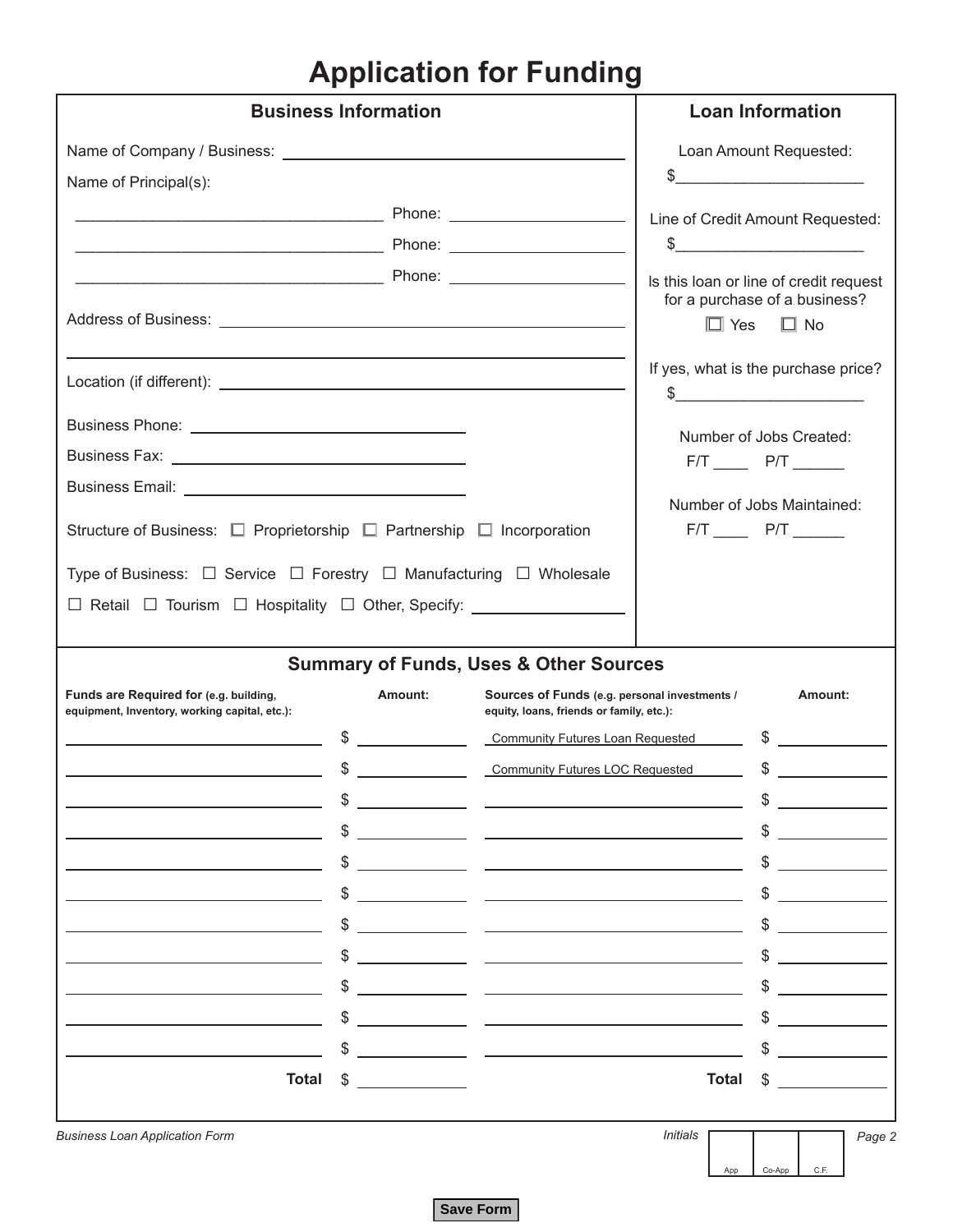# Application for Funding

## Business Information

Name of Company / Business: ____________________

Name of Principal(s):

____________________ Phone: ____________________

____________________ Phone: ____________________

____________________ Phone: ____________________

Address of Business: ____________________

____________________

Location (if different): ____________________

Business Phone: ____________________

Business Fax: ____________________

Business Email: ____________________

Structure of Business: ☐ Proprietorship ☐ Partnership ☐ Incorporation

Type of Business: ☐ Service ☐ Forestry ☐ Manufacturing ☐ Wholesale ☐ Retail ☐ Tourism ☐ Hospitality ☐ Other, Specify: ____________________

## Loan Information

Loan Amount Requested:
$____________________

Line of Credit Amount Requested:
$____________________

Is this loan or line of credit request for a purchase of a business?
☐ Yes ☐ No

If yes, what is the purchase price?
$____________________

Number of Jobs Created:
F/T ____ P/T ______

Number of Jobs Maintained:
F/T ____ P/T ______

## Summary of Funds, Uses & Other Sources

| Funds are Required for (e.g. building, equipment, Inventory, working capital, etc.): | Amount: | Sources of Funds (e.g. personal investments / equity, loans, friends or family, etc.): | Amount: |
|---|---|---|---|
| | $ | Community Futures Loan Requested | $ |
| | $ | Community Futures LOC Requested | $ |
| | $ | | $ |
| | $ | | $ |
| | $ | | $ |
| | $ | | $ |
| | $ | | $ |
| | $ | | $ |
| | $ | | $ |
| | $ | | $ |
| | $ | | $ |
| **Total** | $ | **Total** | $ |

*Business Loan Application Form*

*Initials*

| App | Co-App | C.F. |
|---|---|---|
| | | |

Save Form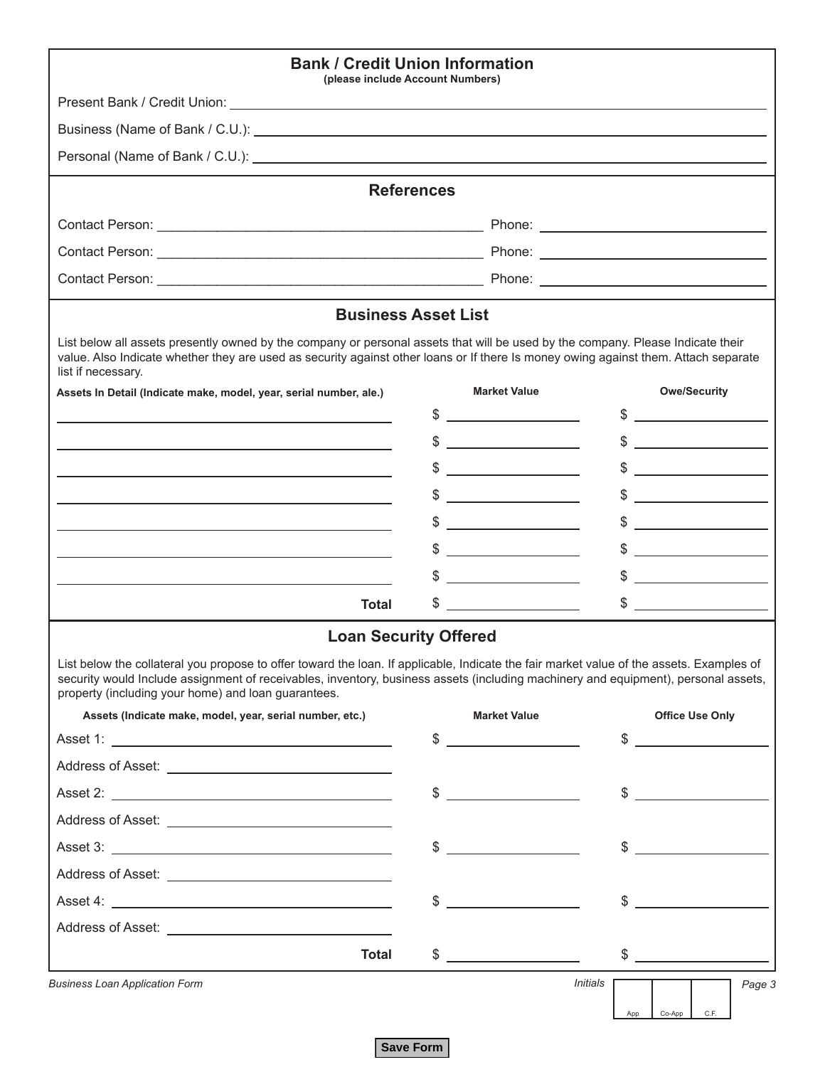## Bank / Credit Union Information

**(please include Account Numbers)**

Present Bank / Credit Union: ____________________

Business (Name of Bank / C.U.): ____________________

Personal (Name of Bank / C.U.): ____________________

## References

Contact Person: ____________________ Phone: ____________________

Contact Person: ____________________ Phone: ____________________

Contact Person: ____________________ Phone: ____________________

## Business Asset List

List below all assets presently owned by the company or personal assets that will be used by the company. Please Indicate their value. Also Indicate whether they are used as security against other loans or If there Is money owing against them. Attach separate list if necessary.

| Assets In Detail (Indicate make, model, year, serial number, ale.) | Market Value | Owe/Security |
|---|---|---|
| | $ | $ |
| | $ | $ |
| | $ | $ |
| | $ | $ |
| | $ | $ |
| | $ | $ |
| | $ | $ |
| **Total** | $ | $ |

## Loan Security Offered

List below the collateral you propose to offer toward the loan. If applicable, Indicate the fair market value of the assets. Examples of security would Include assignment of receivables, inventory, business assets (including machinery and equipment), personal assets, property (including your home) and loan guarantees.

| Assets (Indicate make, model, year, serial number, etc.) | Market Value | Office Use Only |
|---|---|---|
| Asset 1: | $ | $ |
| Address of Asset: | | |
| Asset 2: | $ | $ |
| Address of Asset: | | |
| Asset 3: | $ | $ |
| Address of Asset: | | |
| Asset 4: | $ | $ |
| Address of Asset: | | |
| **Total** | $ | $ |

*Business Loan Application Form*

*Initials*

| App | Co-App | C.F. |
|---|---|---|
| | | |

Save Form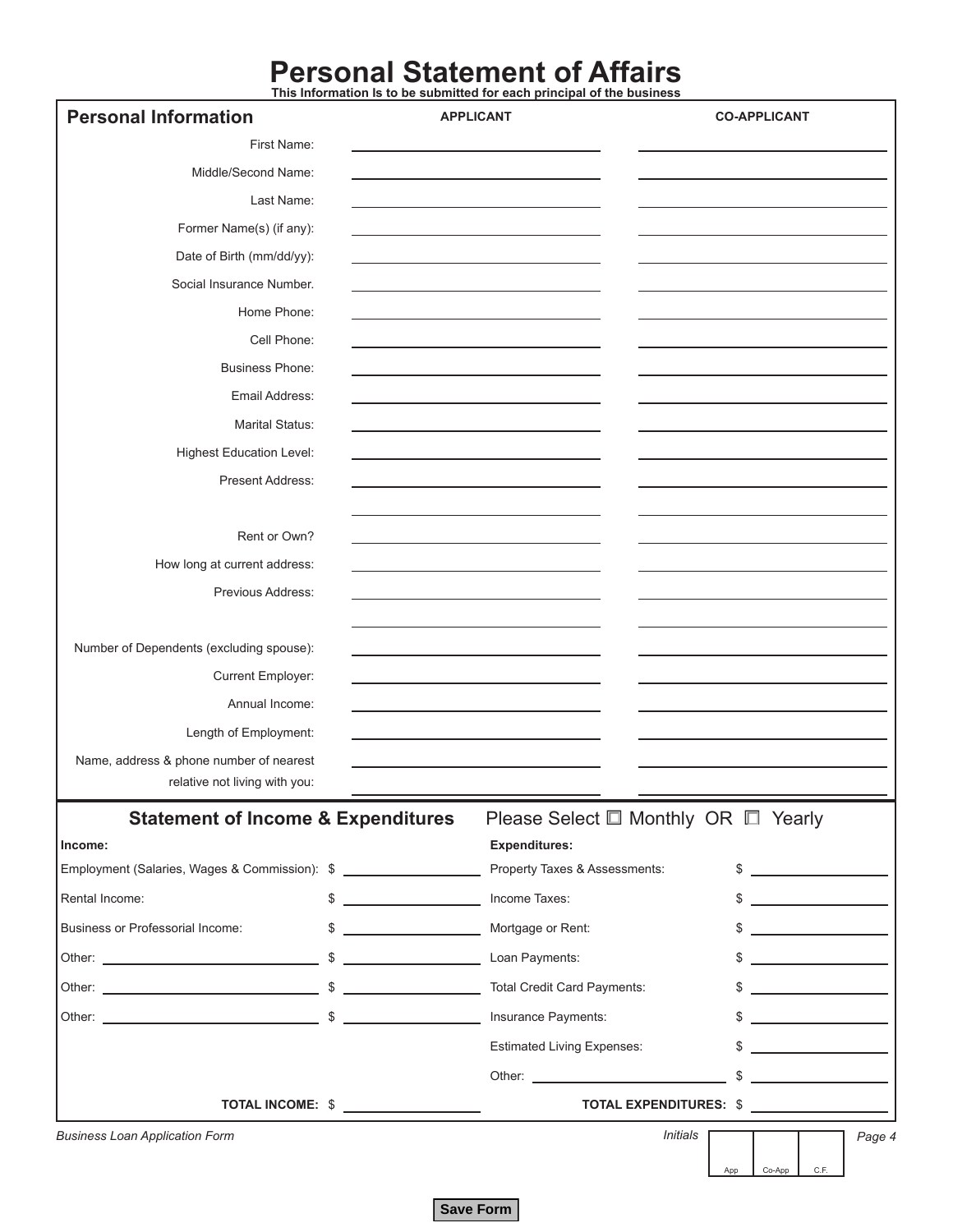# Personal Statement of Affairs

**This Information Is to be submitted for each principal of the business**

## Personal Information

| | APPLICANT | CO-APPLICANT |
|---|---|---|
| First Name: | | |
| Middle/Second Name: | | |
| Last Name: | | |
| Former Name(s) (if any): | | |
| Date of Birth (mm/dd/yy): | | |
| Social Insurance Number. | | |
| Home Phone: | | |
| Cell Phone: | | |
| Business Phone: | | |
| Email Address: | | |
| Marital Status: | | |
| Highest Education Level: | | |
| Present Address: | | |
| | | |
| Rent or Own? | | |
| How long at current address: | | |
| Previous Address: | | |
| | | |
| Number of Dependents (excluding spouse): | | |
| Current Employer: | | |
| Annual Income: | | |
| Length of Employment: | | |
| Name, address & phone number of nearest relative not living with you: | | |

## Statement of Income & Expenditures

Please Select ☐ Monthly OR ☐ Yearly

| Income: | | Expenditures: | |
|---|---|---|---|
| Employment (Salaries, Wages & Commission): | $ | Property Taxes & Assessments: | $ |
| Rental Income: | $ | Income Taxes: | $ |
| Business or Professorial Income: | $ | Mortgage or Rent: | $ |
| Other: | $ | Loan Payments: | $ |
| Other: | $ | Total Credit Card Payments: | $ |
| Other: | $ | Insurance Payments: | $ |
| | | Estimated Living Expenses: | $ |
| | | Other: | $ |
| **TOTAL INCOME:** | $ | **TOTAL EXPENDITURES:** | $ |

*Business Loan Application Form*

*Initials*

| App | Co-App | C.F. |
|---|---|---|
| | | |

**Save Form**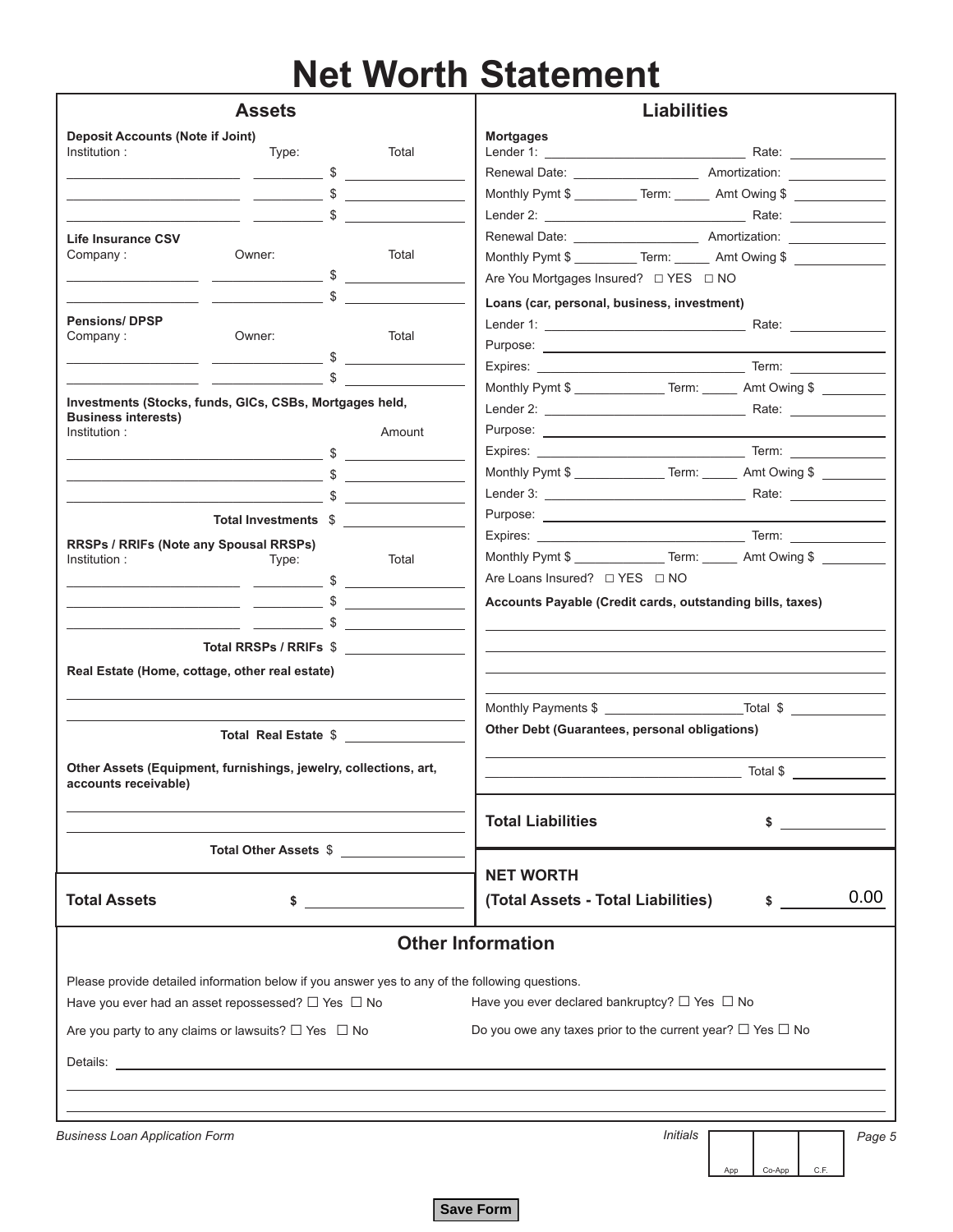# Net Worth Statement

## Assets

**Deposit Accounts (Note if Joint)**

| Institution : | Type: | Total |
|---|---|---|
| | | $ |
| | | $ |
| | | $ |

**Life Insurance CSV**

| Company : | Owner: | Total |
|---|---|---|
| | | $ |
| | | $ |

**Pensions/ DPSP**

| Company : | Owner: | Total |
|---|---|---|
| | | $ |
| | | $ |

**Investments (Stocks, funds, GICs, CSBs, Mortgages held, Business interests)**

| Institution : | Amount |
|---|---|
| | $ |
| | $ |
| | $ |
| **Total Investments** | $ |

**RRSPs / RRIFs (Note any Spousal RRSPs)**

| Institution : | Type: | Total |
|---|---|---|
| | | $ |
| | | $ |
| | | $ |
| | **Total RRSPs / RRIFs** | $ |

**Real Estate (Home, cottage, other real estate)**

______________________________

______________________________

**Total Real Estate** $ __________

**Other Assets (Equipment, furnishings, jewelry, collections, art, accounts receivable)**

______________________________

______________________________

**Total Other Assets** $ __________

**Total Assets** $ __________

## Liabilities

**Mortgages**

Lender 1: __________ Rate: __________

Renewal Date: __________ Amortization: __________

Monthly Pymt $ __________ Term: _____ Amt Owing $ __________

Lender 2: __________ Rate: __________

Renewal Date: __________ Amortization: __________

Monthly Pymt $ __________ Term: _____ Amt Owing $ __________

Are You Mortgages Insured? ☐ YES ☐ NO

**Loans (car, personal, business, investment)**

Lender 1: __________ Rate: __________

Purpose: __________

Expires: __________ Term: __________

Monthly Pymt $ __________ Term: _____ Amt Owing $ __________

Lender 2: __________ Rate: __________

Purpose: __________

Expires: __________ Term: __________

Monthly Pymt $ __________ Term: _____ Amt Owing $ __________

Lender 3: __________ Rate: __________

Purpose: __________

Expires: __________ Term: __________

Monthly Pymt $ __________ Term: _____ Amt Owing $ __________

Are Loans Insured? ☐ YES ☐ NO

**Accounts Payable (Credit cards, outstanding bills, taxes)**

______________________________

______________________________

______________________________

______________________________

Monthly Payments $ __________ Total $ __________

**Other Debt (Guarantees, personal obligations)**

______________________________

______________________________ Total $ __________

**Total Liabilities** $ __________

**NET WORTH**

**(Total Assets - Total Liabilities)** $ 0.00

## Other Information

Please provide detailed information below if you answer yes to any of the following questions.

Have you ever had an asset repossessed? ☐ Yes ☐ No

Have you ever declared bankruptcy? ☐ Yes ☐ No

Are you party to any claims or lawsuits? ☐ Yes ☐ No

Do you owe any taxes prior to the current year? ☐ Yes ☐ No

Details: ______________________________

______________________________

______________________________

*Business Loan Application Form*

*Initials*

| App | Co-App | C.F. |
|---|---|---|
| | | |

**Save Form**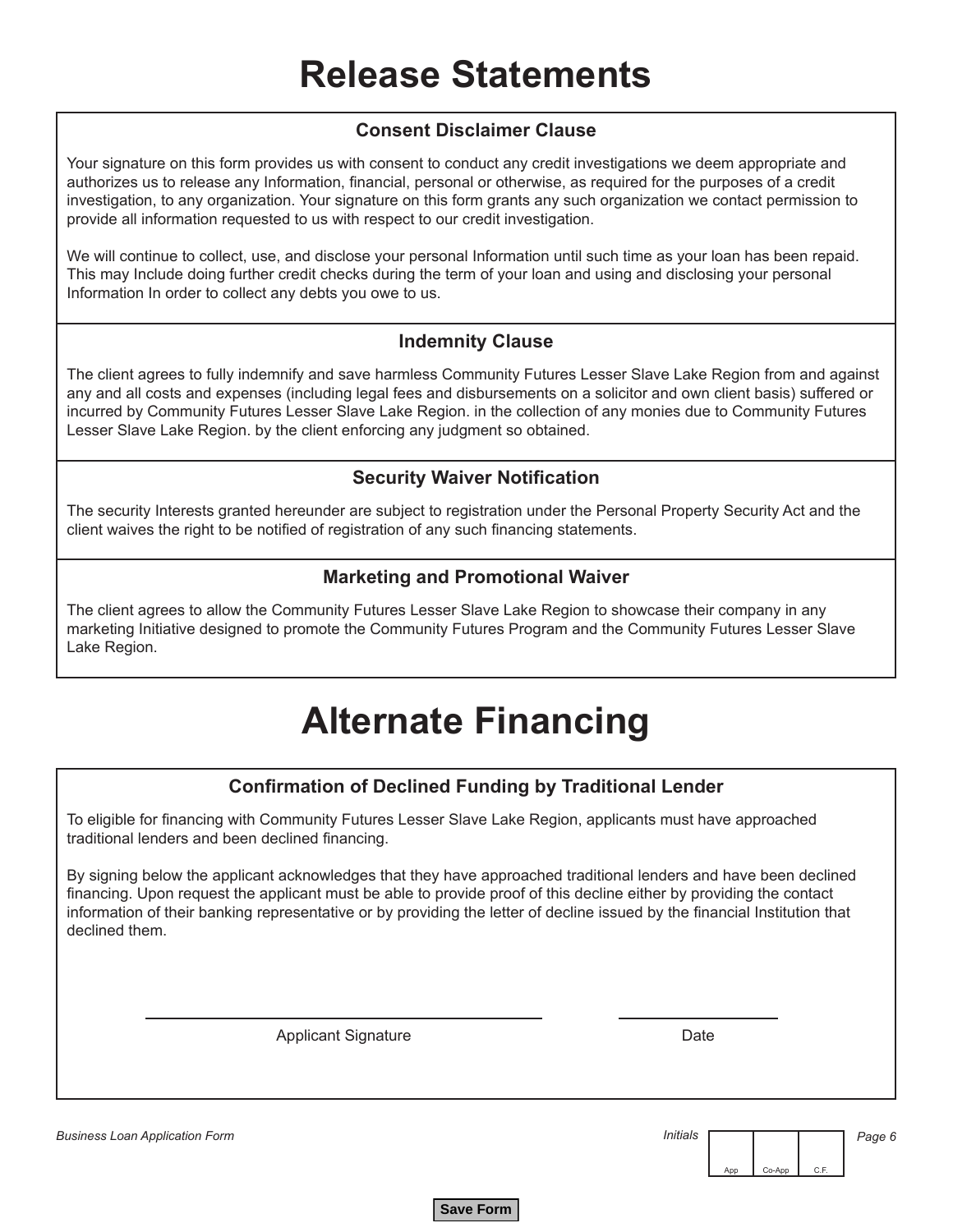# Release Statements

### Consent Disclaimer Clause

Your signature on this form provides us with consent to conduct any credit investigations we deem appropriate and authorizes us to release any Information, financial, personal or otherwise, as required for the purposes of a credit investigation, to any organization. Your signature on this form grants any such organization we contact permission to provide all information requested to us with respect to our credit investigation.

We will continue to collect, use, and disclose your personal Information until such time as your loan has been repaid. This may Include doing further credit checks during the term of your loan and using and disclosing your personal Information In order to collect any debts you owe to us.

### Indemnity Clause

The client agrees to fully indemnify and save harmless Community Futures Lesser Slave Lake Region from and against any and all costs and expenses (including legal fees and disbursements on a solicitor and own client basis) suffered or incurred by Community Futures Lesser Slave Lake Region. in the collection of any monies due to Community Futures Lesser Slave Lake Region. by the client enforcing any judgment so obtained.

### Security Waiver Notification

The security Interests granted hereunder are subject to registration under the Personal Property Security Act and the client waives the right to be notified of registration of any such financing statements.

### Marketing and Promotional Waiver

The client agrees to allow the Community Futures Lesser Slave Lake Region to showcase their company in any marketing Initiative designed to promote the Community Futures Program and the Community Futures Lesser Slave Lake Region.

# Alternate Financing

### Confirmation of Declined Funding by Traditional Lender

To eligible for financing with Community Futures Lesser Slave Lake Region, applicants must have approached traditional lenders and been declined financing.

By signing below the applicant acknowledges that they have approached traditional lenders and have been declined financing. Upon request the applicant must be able to provide proof of this decline either by providing the contact information of their banking representative or by providing the letter of decline issued by the financial Institution that declined them.

\_\_\_\_\_\_\_\_\_\_\_\_\_\_\_\_\_\_\_\_\_\_\_\_\_\_\_\_ Applicant Signature

\_\_\_\_\_\_\_\_\_\_\_\_\_\_ Date

Initials

| App | Co-App | C.F. |
|---|---|---|
| | | |

Save Form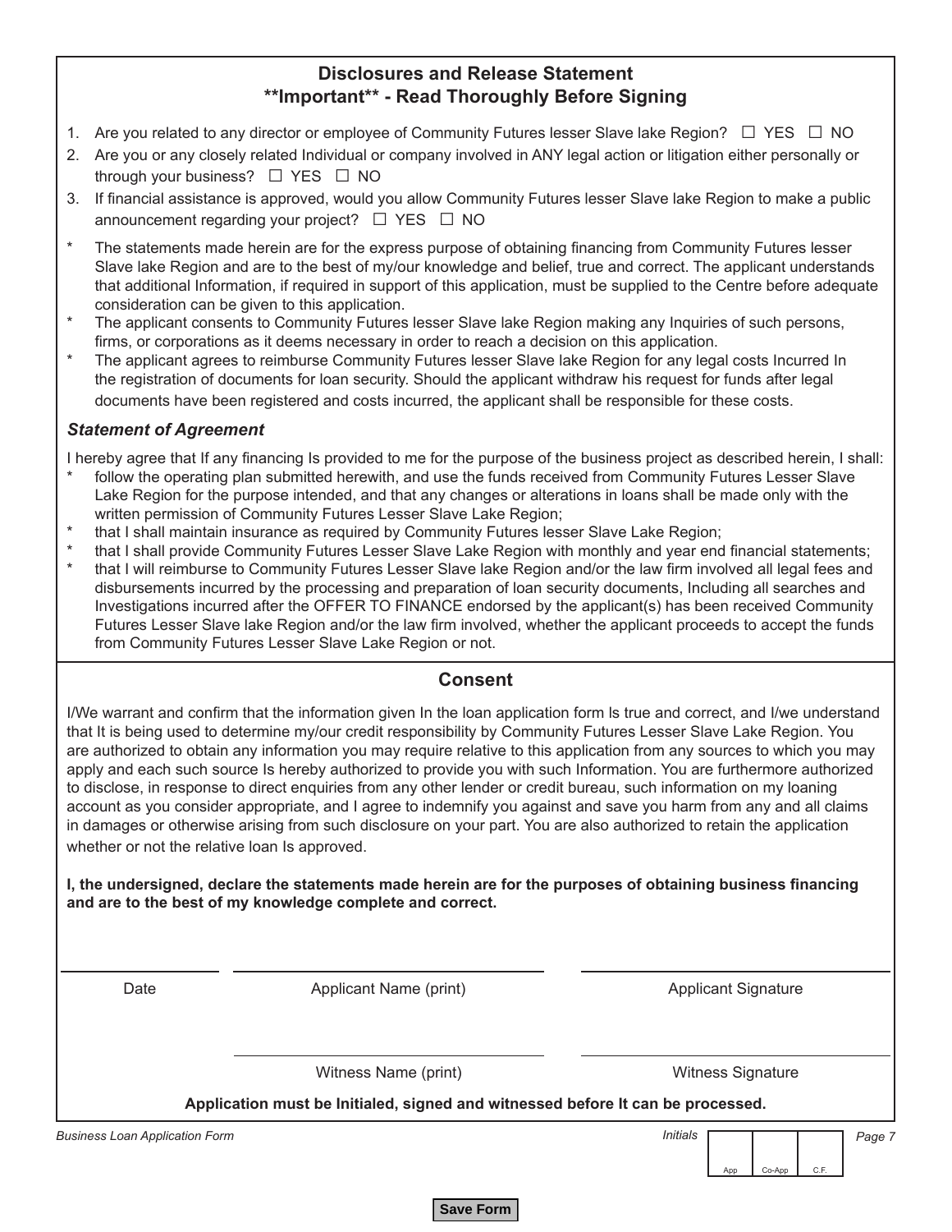## Disclosures and Release Statement
## **Important** - Read Thoroughly Before Signing

1. Are you related to any director or employee of Community Futures lesser Slave lake Region? ☐ YES ☐ NO
2. Are you or any closely related Individual or company involved in ANY legal action or litigation either personally or through your business? ☐ YES ☐ NO
3. If financial assistance is approved, would you allow Community Futures lesser Slave lake Region to make a public announcement regarding your project? ☐ YES ☐ NO

* The statements made herein are for the express purpose of obtaining financing from Community Futures lesser Slave lake Region and are to the best of my/our knowledge and belief, true and correct. The applicant understands that additional Information, if required in support of this application, must be supplied to the Centre before adequate consideration can be given to this application.
* The applicant consents to Community Futures lesser Slave lake Region making any Inquiries of such persons, firms, or corporations as it deems necessary in order to reach a decision on this application.
* The applicant agrees to reimburse Community Futures lesser Slave lake Region for any legal costs Incurred In the registration of documents for loan security. Should the applicant withdraw his request for funds after legal documents have been registered and costs incurred, the applicant shall be responsible for these costs.

### *Statement of Agreement*

I hereby agree that If any financing Is provided to me for the purpose of the business project as described herein, I shall:

* follow the operating plan submitted herewith, and use the funds received from Community Futures Lesser Slave Lake Region for the purpose intended, and that any changes or alterations in loans shall be made only with the written permission of Community Futures Lesser Slave Lake Region;
* that I shall maintain insurance as required by Community Futures lesser Slave Lake Region;
* that I shall provide Community Futures Lesser Slave Lake Region with monthly and year end financial statements;
* that I will reimburse to Community Futures Lesser Slave lake Region and/or the law firm involved all legal fees and disbursements incurred by the processing and preparation of loan security documents, Including all searches and Investigations incurred after the OFFER TO FINANCE endorsed by the applicant(s) has been received Community Futures Lesser Slave lake Region and/or the law firm involved, whether the applicant proceeds to accept the funds from Community Futures Lesser Slave Lake Region or not.

## Consent

I/We warrant and confirm that the information given In the loan application form Is true and correct, and I/we understand that It is being used to determine my/our credit responsibility by Community Futures Lesser Slave Lake Region. You are authorized to obtain any information you may require relative to this application from any sources to which you may apply and each such source Is hereby authorized to provide you with such Information. You are furthermore authorized to disclose, in response to direct enquiries from any other lender or credit bureau, such information on my loaning account as you consider appropriate, and I agree to indemnify you against and save you harm from any and all claims in damages or otherwise arising from such disclosure on your part. You are also authorized to retain the application whether or not the relative loan Is approved.

**I, the undersigned, declare the statements made herein are for the purposes of obtaining business financing and are to the best of my knowledge complete and correct.**

| Date | Applicant Name (print) | Applicant Signature |
|---|---|---|
| | Witness Name (print) | Witness Signature |

**Application must be Initialed, signed and witnessed before It can be processed.**

*Business Loan Application Form*

*Initials*

| App | Co-App | C.F. |
|---|---|---|
| | | |

Save Form